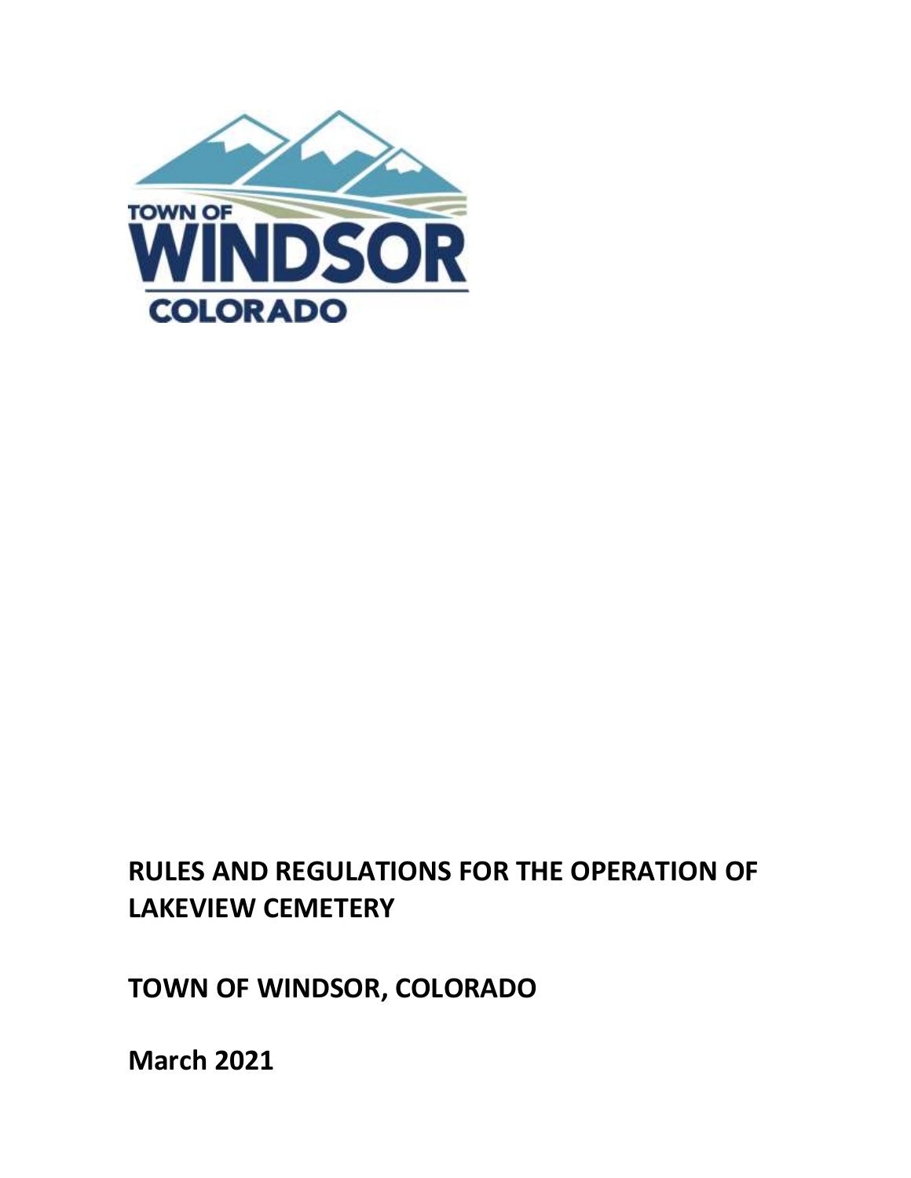TOWN OF
WINDSOR
COLORADO

# RULES AND REGULATIONS FOR THE OPERATION OF LAKEVIEW CEMETERY

## TOWN OF WINDSOR, COLORADO

## March 2021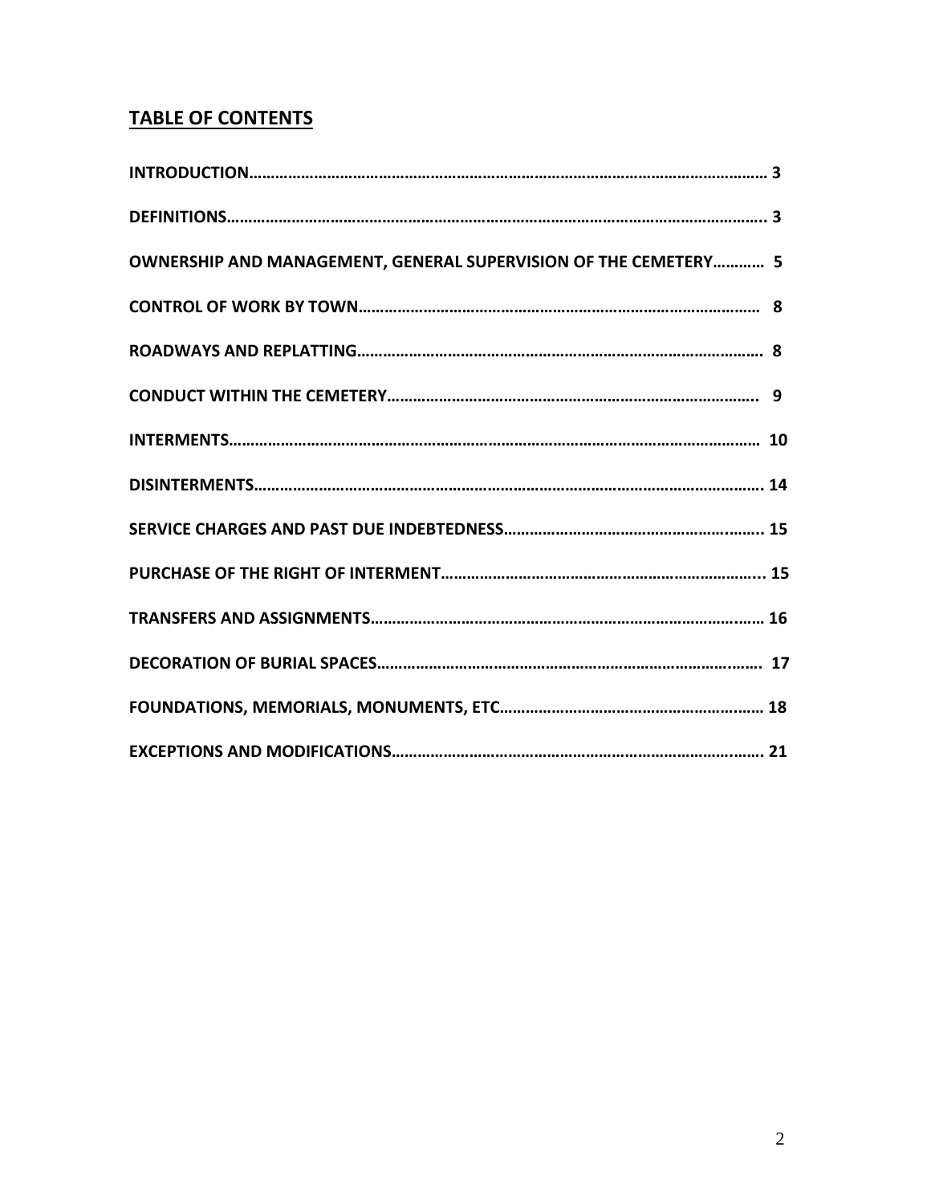## TABLE OF CONTENTS

**INTRODUCTION……………………………………………………………………………………………………… 3**

**DEFINITIONS………………………………………………………………………………………………………….. 3**

**OWNERSHIP AND MANAGEMENT, GENERAL SUPERVISION OF THE CEMETERY………… 5**

**CONTROL OF WORK BY TOWN………………………………………………………………………………… 8**

**ROADWAYS AND REPLATTING………………………………………………………………………………… 8**

**CONDUCT WITHIN THE CEMETERY………………………………………………………………………….. 9**

**INTERMENTS………………………………………………………………………………………………………… 10**

**DISINTERMENTS……………………………………………………………………………………………………. 14**

**SERVICE CHARGES AND PAST DUE INDEBTEDNESS……………………………………………….. 15**

**PURCHASE OF THE RIGHT OF INTERMENT…………………………………………………………….. 15**

**TRANSFERS AND ASSIGNMENTS……………………………………………………………………….…… 16**

**DECORATION OF BURIAL SPACES……………………………………………………………………….… 17**

**FOUNDATIONS, MEMORIALS, MONUMENTS, ETC…………………………………………….…… 18**

**EXCEPTIONS AND MODIFICATIONS………………………………………………………………….…. 21**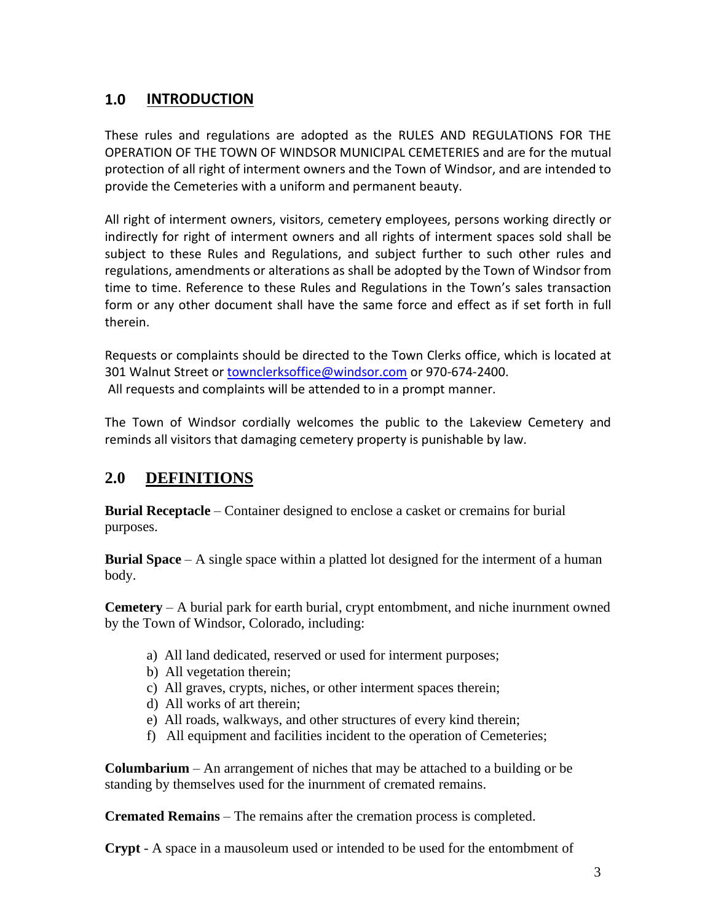## 1.0 INTRODUCTION

These rules and regulations are adopted as the RULES AND REGULATIONS FOR THE OPERATION OF THE TOWN OF WINDSOR MUNICIPAL CEMETERIES and are for the mutual protection of all right of interment owners and the Town of Windsor, and are intended to provide the Cemeteries with a uniform and permanent beauty.

All right of interment owners, visitors, cemetery employees, persons working directly or indirectly for right of interment owners and all rights of interment spaces sold shall be subject to these Rules and Regulations, and subject further to such other rules and regulations, amendments or alterations as shall be adopted by the Town of Windsor from time to time. Reference to these Rules and Regulations in the Town's sales transaction form or any other document shall have the same force and effect as if set forth in full therein.

Requests or complaints should be directed to the Town Clerks office, which is located at 301 Walnut Street or townclerksoffice@windsor.com or 970-674-2400.
All requests and complaints will be attended to in a prompt manner.

The Town of Windsor cordially welcomes the public to the Lakeview Cemetery and reminds all visitors that damaging cemetery property is punishable by law.

## 2.0 DEFINITIONS

**Burial Receptacle** – Container designed to enclose a casket or cremains for burial purposes.

**Burial Space** – A single space within a platted lot designed for the interment of a human body.

**Cemetery** – A burial park for earth burial, crypt entombment, and niche inurnment owned by the Town of Windsor, Colorado, including:

a) All land dedicated, reserved or used for interment purposes;
b) All vegetation therein;
c) All graves, crypts, niches, or other interment spaces therein;
d) All works of art therein;
e) All roads, walkways, and other structures of every kind therein;
f) All equipment and facilities incident to the operation of Cemeteries;

**Columbarium** – An arrangement of niches that may be attached to a building or be standing by themselves used for the inurnment of cremated remains.

**Cremated Remains** – The remains after the cremation process is completed.

**Crypt** - A space in a mausoleum used or intended to be used for the entombment of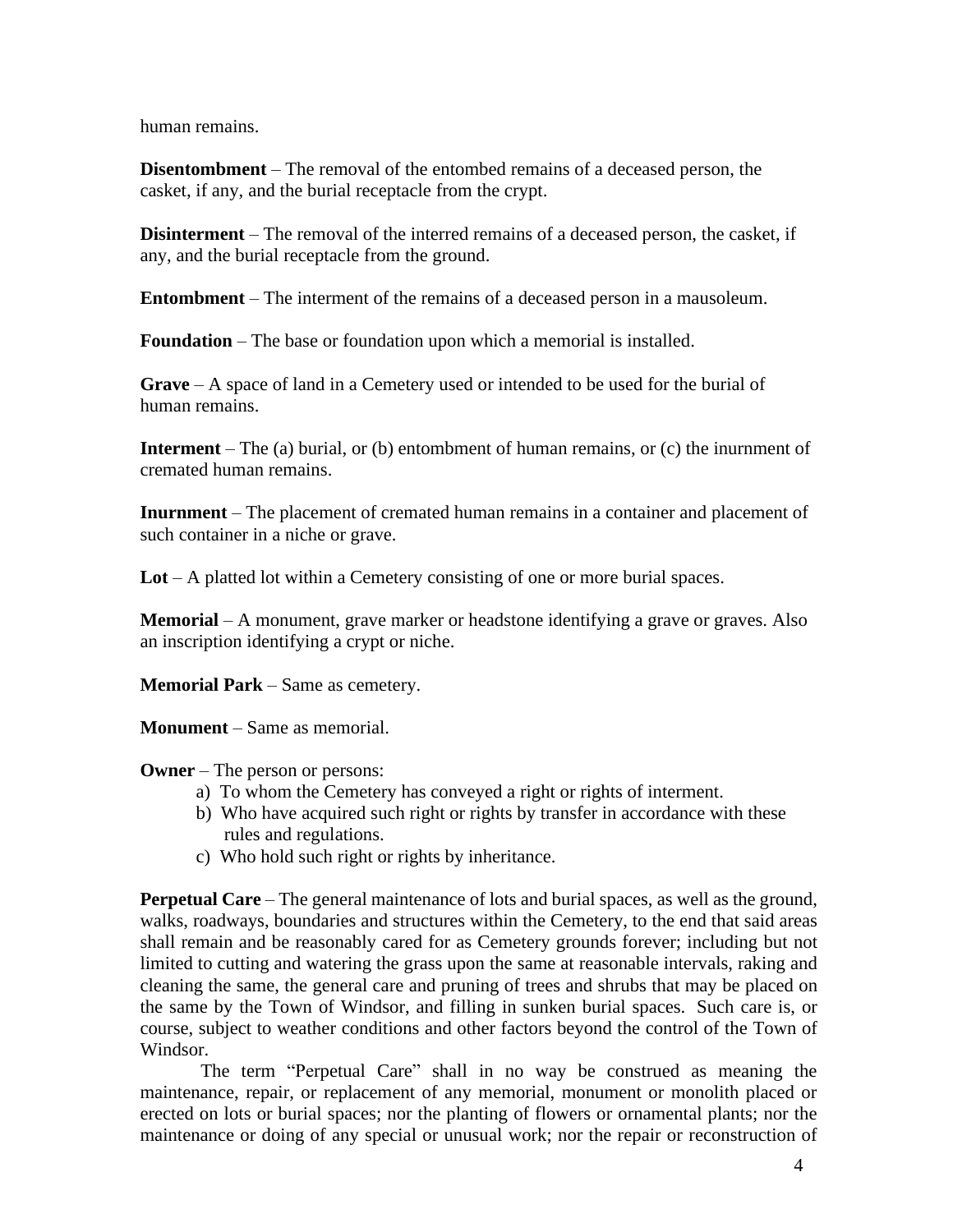human remains.

**Disentombment** – The removal of the entombed remains of a deceased person, the casket, if any, and the burial receptacle from the crypt.

**Disinterment** – The removal of the interred remains of a deceased person, the casket, if any, and the burial receptacle from the ground.

**Entombment** – The interment of the remains of a deceased person in a mausoleum.

**Foundation** – The base or foundation upon which a memorial is installed.

**Grave** – A space of land in a Cemetery used or intended to be used for the burial of human remains.

**Interment** – The (a) burial, or (b) entombment of human remains, or (c) the inurnment of cremated human remains.

**Inurnment** – The placement of cremated human remains in a container and placement of such container in a niche or grave.

**Lot** – A platted lot within a Cemetery consisting of one or more burial spaces.

**Memorial** – A monument, grave marker or headstone identifying a grave or graves. Also an inscription identifying a crypt or niche.

**Memorial Park** – Same as cemetery.

**Monument** – Same as memorial.

**Owner** – The person or persons:

a) To whom the Cemetery has conveyed a right or rights of interment.
b) Who have acquired such right or rights by transfer in accordance with these rules and regulations.
c) Who hold such right or rights by inheritance.

**Perpetual Care** – The general maintenance of lots and burial spaces, as well as the ground, walks, roadways, boundaries and structures within the Cemetery, to the end that said areas shall remain and be reasonably cared for as Cemetery grounds forever; including but not limited to cutting and watering the grass upon the same at reasonable intervals, raking and cleaning the same, the general care and pruning of trees and shrubs that may be placed on the same by the Town of Windsor, and filling in sunken burial spaces. Such care is, or course, subject to weather conditions and other factors beyond the control of the Town of Windsor.

The term "Perpetual Care" shall in no way be construed as meaning the maintenance, repair, or replacement of any memorial, monument or monolith placed or erected on lots or burial spaces; nor the planting of flowers or ornamental plants; nor the maintenance or doing of any special or unusual work; nor the repair or reconstruction of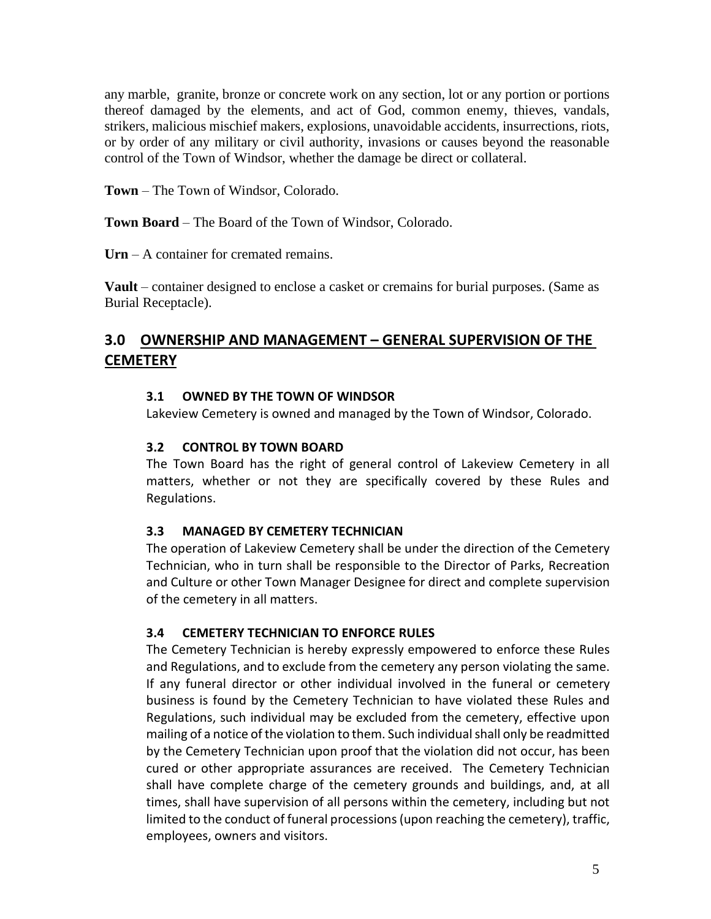any marble, granite, bronze or concrete work on any section, lot or any portion or portions thereof damaged by the elements, and act of God, common enemy, thieves, vandals, strikers, malicious mischief makers, explosions, unavoidable accidents, insurrections, riots, or by order of any military or civil authority, invasions or causes beyond the reasonable control of the Town of Windsor, whether the damage be direct or collateral.

**Town** – The Town of Windsor, Colorado.

**Town Board** – The Board of the Town of Windsor, Colorado.

**Urn** – A container for cremated remains.

**Vault** – container designed to enclose a casket or cremains for burial purposes. (Same as Burial Receptacle).

## 3.0 OWNERSHIP AND MANAGEMENT – GENERAL SUPERVISION OF THE CEMETERY

### 3.1 OWNED BY THE TOWN OF WINDSOR

Lakeview Cemetery is owned and managed by the Town of Windsor, Colorado.

### 3.2 CONTROL BY TOWN BOARD

The Town Board has the right of general control of Lakeview Cemetery in all matters, whether or not they are specifically covered by these Rules and Regulations.

### 3.3 MANAGED BY CEMETERY TECHNICIAN

The operation of Lakeview Cemetery shall be under the direction of the Cemetery Technician, who in turn shall be responsible to the Director of Parks, Recreation and Culture or other Town Manager Designee for direct and complete supervision of the cemetery in all matters.

### 3.4 CEMETERY TECHNICIAN TO ENFORCE RULES

The Cemetery Technician is hereby expressly empowered to enforce these Rules and Regulations, and to exclude from the cemetery any person violating the same. If any funeral director or other individual involved in the funeral or cemetery business is found by the Cemetery Technician to have violated these Rules and Regulations, such individual may be excluded from the cemetery, effective upon mailing of a notice of the violation to them. Such individual shall only be readmitted by the Cemetery Technician upon proof that the violation did not occur, has been cured or other appropriate assurances are received. The Cemetery Technician shall have complete charge of the cemetery grounds and buildings, and, at all times, shall have supervision of all persons within the cemetery, including but not limited to the conduct of funeral processions (upon reaching the cemetery), traffic, employees, owners and visitors.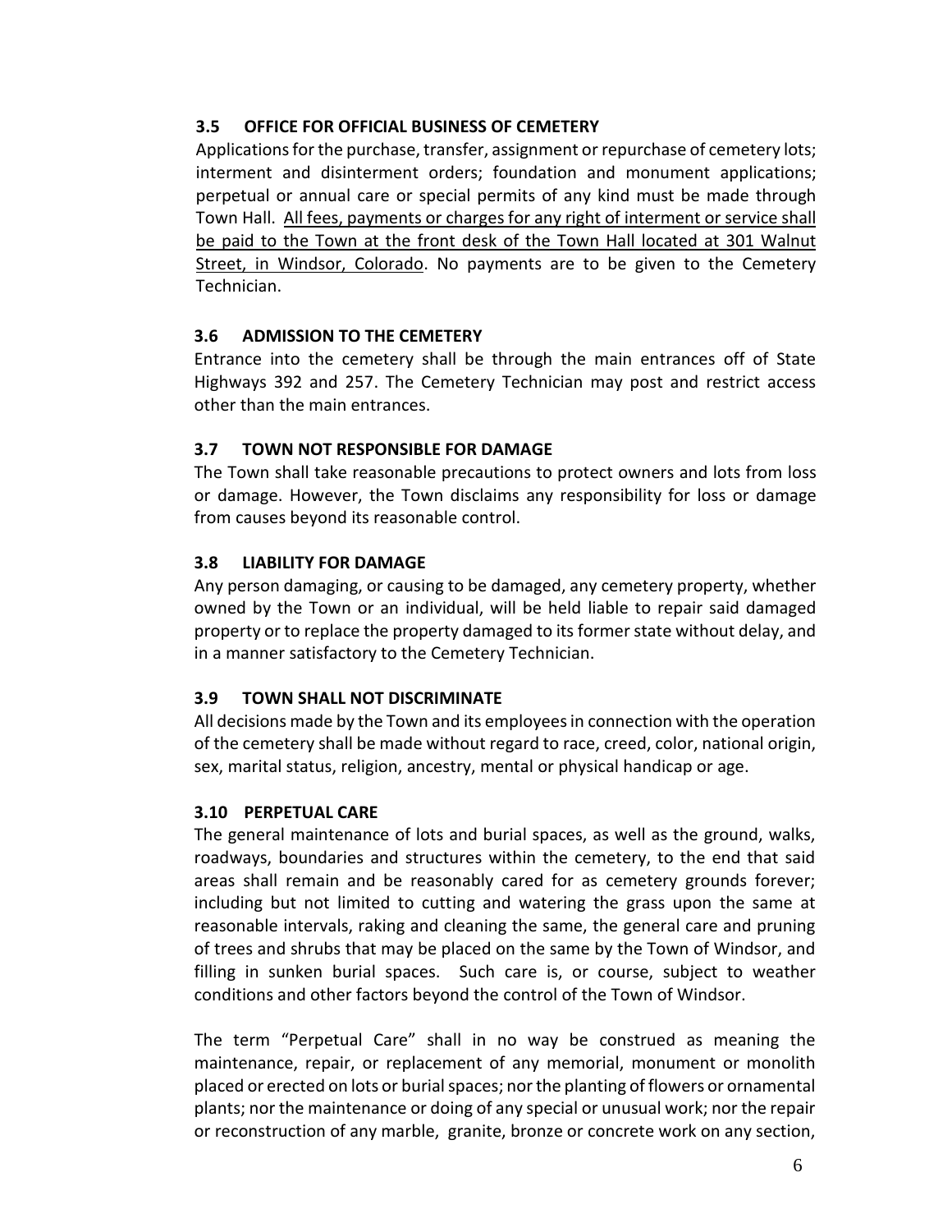### 3.5 OFFICE FOR OFFICIAL BUSINESS OF CEMETERY

Applications for the purchase, transfer, assignment or repurchase of cemetery lots; interment and disinterment orders; foundation and monument applications; perpetual or annual care or special permits of any kind must be made through Town Hall. <u>All fees, payments or charges for any right of interment or service shall be paid to the Town at the front desk of the Town Hall located at 301 Walnut Street, in Windsor, Colorado</u>. No payments are to be given to the Cemetery Technician.

### 3.6 ADMISSION TO THE CEMETERY

Entrance into the cemetery shall be through the main entrances off of State Highways 392 and 257. The Cemetery Technician may post and restrict access other than the main entrances.

### 3.7 TOWN NOT RESPONSIBLE FOR DAMAGE

The Town shall take reasonable precautions to protect owners and lots from loss or damage. However, the Town disclaims any responsibility for loss or damage from causes beyond its reasonable control.

### 3.8 LIABILITY FOR DAMAGE

Any person damaging, or causing to be damaged, any cemetery property, whether owned by the Town or an individual, will be held liable to repair said damaged property or to replace the property damaged to its former state without delay, and in a manner satisfactory to the Cemetery Technician.

### 3.9 TOWN SHALL NOT DISCRIMINATE

All decisions made by the Town and its employees in connection with the operation of the cemetery shall be made without regard to race, creed, color, national origin, sex, marital status, religion, ancestry, mental or physical handicap or age.

### 3.10 PERPETUAL CARE

The general maintenance of lots and burial spaces, as well as the ground, walks, roadways, boundaries and structures within the cemetery, to the end that said areas shall remain and be reasonably cared for as cemetery grounds forever; including but not limited to cutting and watering the grass upon the same at reasonable intervals, raking and cleaning the same, the general care and pruning of trees and shrubs that may be placed on the same by the Town of Windsor, and filling in sunken burial spaces. Such care is, or course, subject to weather conditions and other factors beyond the control of the Town of Windsor.

The term "Perpetual Care" shall in no way be construed as meaning the maintenance, repair, or replacement of any memorial, monument or monolith placed or erected on lots or burial spaces; nor the planting of flowers or ornamental plants; nor the maintenance or doing of any special or unusual work; nor the repair or reconstruction of any marble, granite, bronze or concrete work on any section,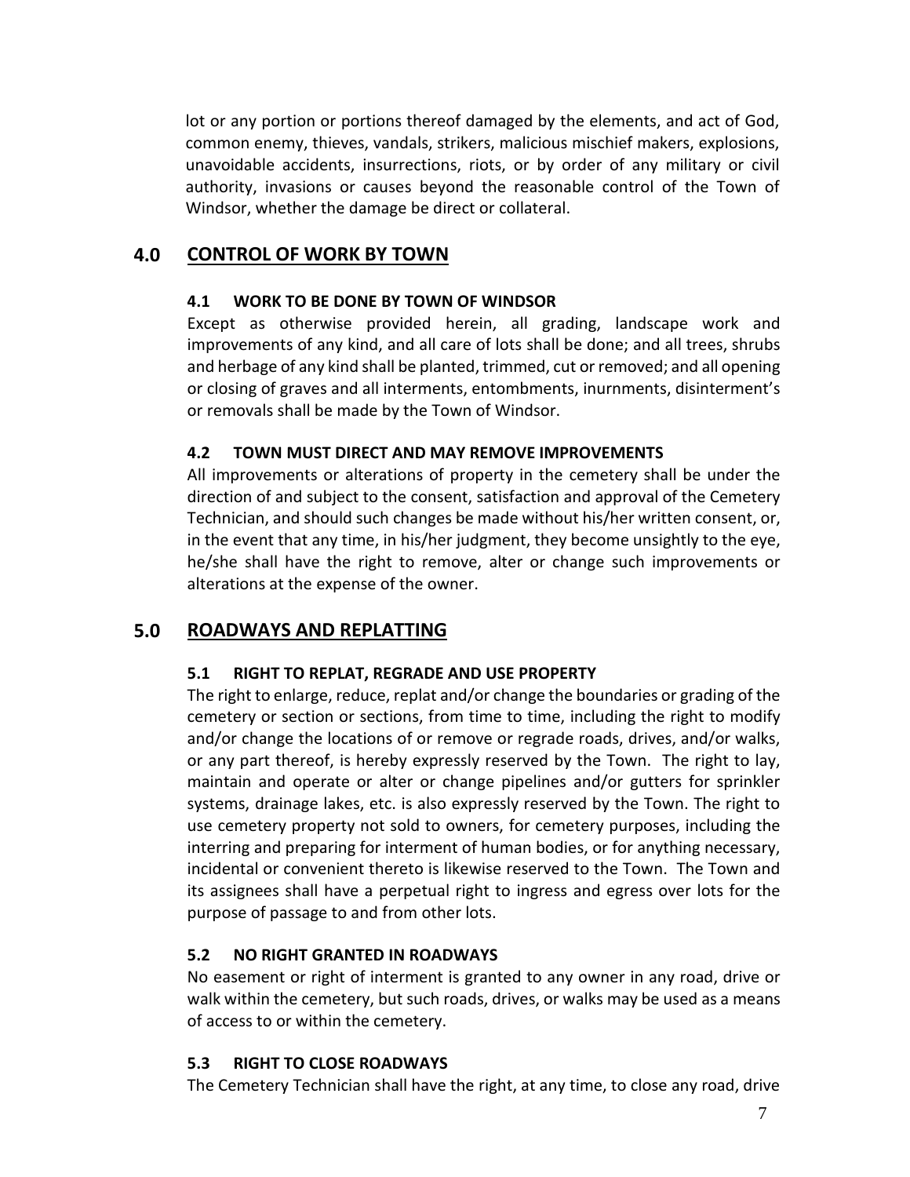lot or any portion or portions thereof damaged by the elements, and act of God, common enemy, thieves, vandals, strikers, malicious mischief makers, explosions, unavoidable accidents, insurrections, riots, or by order of any military or civil authority, invasions or causes beyond the reasonable control of the Town of Windsor, whether the damage be direct or collateral.

## 4.0 CONTROL OF WORK BY TOWN

### 4.1 WORK TO BE DONE BY TOWN OF WINDSOR

Except as otherwise provided herein, all grading, landscape work and improvements of any kind, and all care of lots shall be done; and all trees, shrubs and herbage of any kind shall be planted, trimmed, cut or removed; and all opening or closing of graves and all interments, entombments, inurnments, disinterment's or removals shall be made by the Town of Windsor.

### 4.2 TOWN MUST DIRECT AND MAY REMOVE IMPROVEMENTS

All improvements or alterations of property in the cemetery shall be under the direction of and subject to the consent, satisfaction and approval of the Cemetery Technician, and should such changes be made without his/her written consent, or, in the event that any time, in his/her judgment, they become unsightly to the eye, he/she shall have the right to remove, alter or change such improvements or alterations at the expense of the owner.

## 5.0 ROADWAYS AND REPLATTING

### 5.1 RIGHT TO REPLAT, REGRADE AND USE PROPERTY

The right to enlarge, reduce, replat and/or change the boundaries or grading of the cemetery or section or sections, from time to time, including the right to modify and/or change the locations of or remove or regrade roads, drives, and/or walks, or any part thereof, is hereby expressly reserved by the Town. The right to lay, maintain and operate or alter or change pipelines and/or gutters for sprinkler systems, drainage lakes, etc. is also expressly reserved by the Town. The right to use cemetery property not sold to owners, for cemetery purposes, including the interring and preparing for interment of human bodies, or for anything necessary, incidental or convenient thereto is likewise reserved to the Town. The Town and its assignees shall have a perpetual right to ingress and egress over lots for the purpose of passage to and from other lots.

### 5.2 NO RIGHT GRANTED IN ROADWAYS

No easement or right of interment is granted to any owner in any road, drive or walk within the cemetery, but such roads, drives, or walks may be used as a means of access to or within the cemetery.

### 5.3 RIGHT TO CLOSE ROADWAYS

The Cemetery Technician shall have the right, at any time, to close any road, drive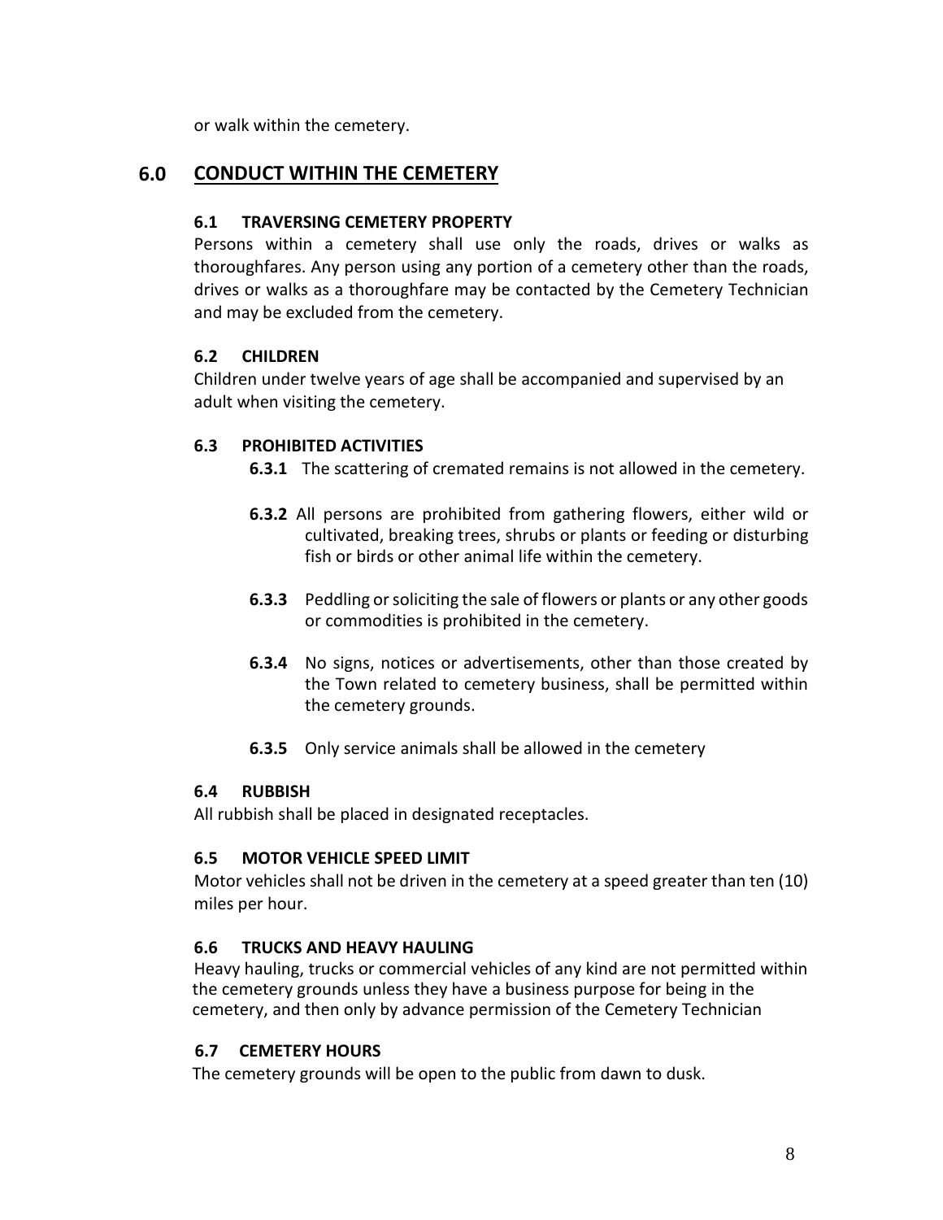or walk within the cemetery.

## 6.0 CONDUCT WITHIN THE CEMETERY

### 6.1 TRAVERSING CEMETERY PROPERTY

Persons within a cemetery shall use only the roads, drives or walks as thoroughfares. Any person using any portion of a cemetery other than the roads, drives or walks as a thoroughfare may be contacted by the Cemetery Technician and may be excluded from the cemetery.

### 6.2 CHILDREN

Children under twelve years of age shall be accompanied and supervised by an adult when visiting the cemetery.

### 6.3 PROHIBITED ACTIVITIES

**6.3.1** The scattering of cremated remains is not allowed in the cemetery.

**6.3.2** All persons are prohibited from gathering flowers, either wild or cultivated, breaking trees, shrubs or plants or feeding or disturbing fish or birds or other animal life within the cemetery.

**6.3.3** Peddling or soliciting the sale of flowers or plants or any other goods or commodities is prohibited in the cemetery.

**6.3.4** No signs, notices or advertisements, other than those created by the Town related to cemetery business, shall be permitted within the cemetery grounds.

**6.3.5** Only service animals shall be allowed in the cemetery

### 6.4 RUBBISH

All rubbish shall be placed in designated receptacles.

### 6.5 MOTOR VEHICLE SPEED LIMIT

Motor vehicles shall not be driven in the cemetery at a speed greater than ten (10) miles per hour.

### 6.6 TRUCKS AND HEAVY HAULING

Heavy hauling, trucks or commercial vehicles of any kind are not permitted within the cemetery grounds unless they have a business purpose for being in the cemetery, and then only by advance permission of the Cemetery Technician

### 6.7 CEMETERY HOURS

The cemetery grounds will be open to the public from dawn to dusk.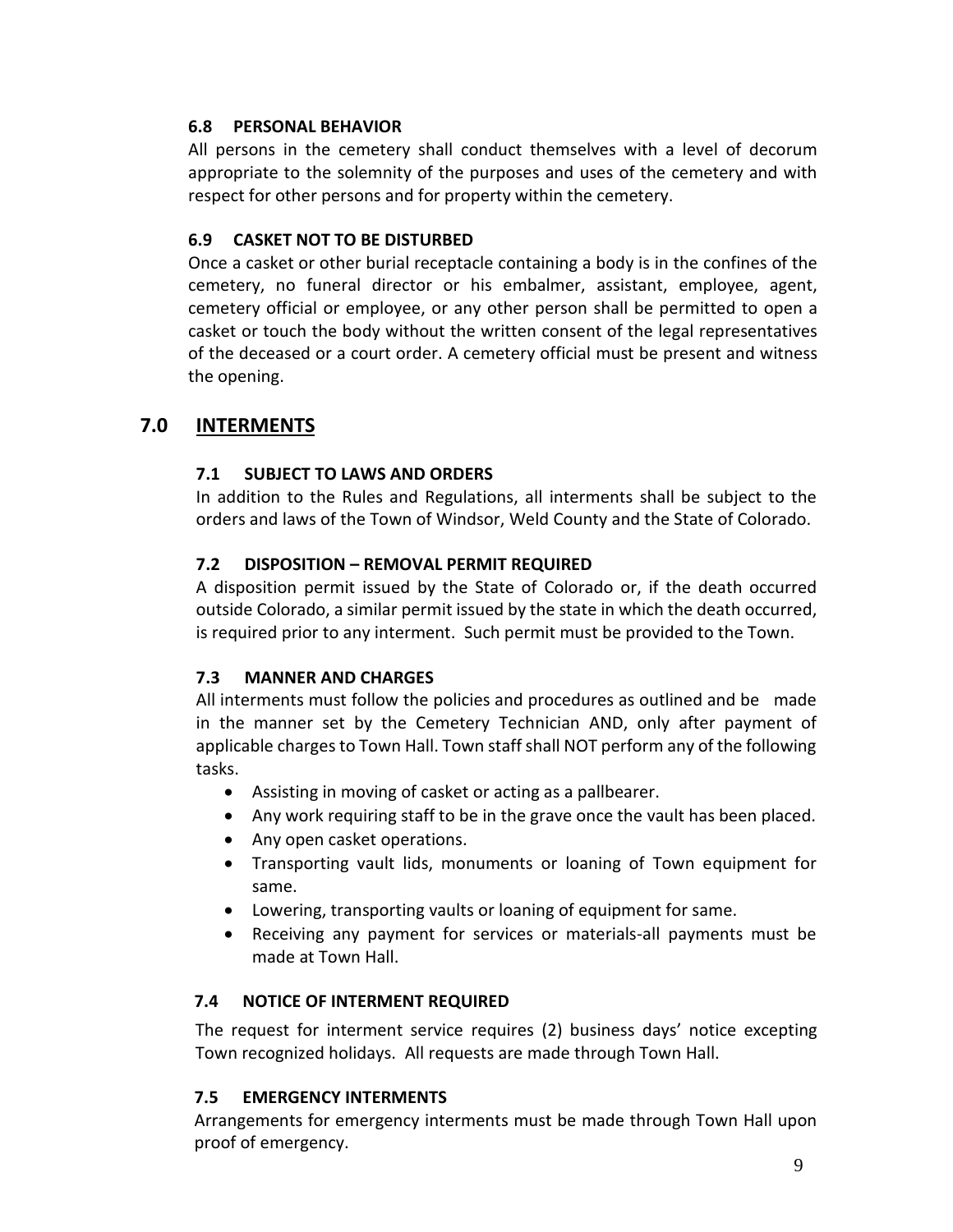### 6.8 PERSONAL BEHAVIOR

All persons in the cemetery shall conduct themselves with a level of decorum appropriate to the solemnity of the purposes and uses of the cemetery and with respect for other persons and for property within the cemetery.

### 6.9 CASKET NOT TO BE DISTURBED

Once a casket or other burial receptacle containing a body is in the confines of the cemetery, no funeral director or his embalmer, assistant, employee, agent, cemetery official or employee, or any other person shall be permitted to open a casket or touch the body without the written consent of the legal representatives of the deceased or a court order. A cemetery official must be present and witness the opening.

## 7.0 INTERMENTS

### 7.1 SUBJECT TO LAWS AND ORDERS

In addition to the Rules and Regulations, all interments shall be subject to the orders and laws of the Town of Windsor, Weld County and the State of Colorado.

### 7.2 DISPOSITION – REMOVAL PERMIT REQUIRED

A disposition permit issued by the State of Colorado or, if the death occurred outside Colorado, a similar permit issued by the state in which the death occurred, is required prior to any interment. Such permit must be provided to the Town.

### 7.3 MANNER AND CHARGES

All interments must follow the policies and procedures as outlined and be made in the manner set by the Cemetery Technician AND, only after payment of applicable charges to Town Hall. Town staff shall NOT perform any of the following tasks.

- Assisting in moving of casket or acting as a pallbearer.
- Any work requiring staff to be in the grave once the vault has been placed.
- Any open casket operations.
- Transporting vault lids, monuments or loaning of Town equipment for same.
- Lowering, transporting vaults or loaning of equipment for same.
- Receiving any payment for services or materials-all payments must be made at Town Hall.

### 7.4 NOTICE OF INTERMENT REQUIRED

The request for interment service requires (2) business days' notice excepting Town recognized holidays. All requests are made through Town Hall.

### 7.5 EMERGENCY INTERMENTS

Arrangements for emergency interments must be made through Town Hall upon proof of emergency.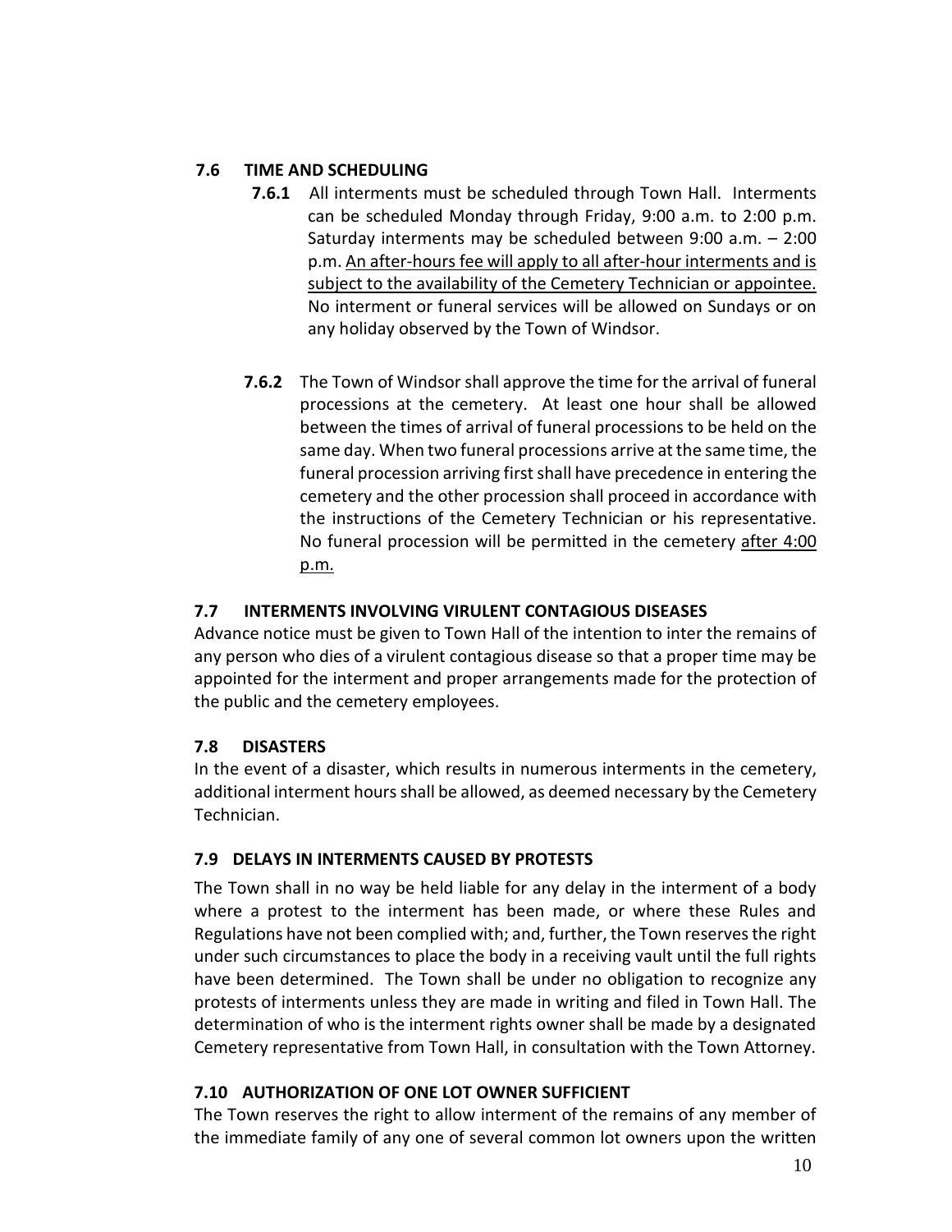### 7.6 TIME AND SCHEDULING

**7.6.1** All interments must be scheduled through Town Hall. Interments can be scheduled Monday through Friday, 9:00 a.m. to 2:00 p.m. Saturday interments may be scheduled between 9:00 a.m. – 2:00 p.m. <u>An after-hours fee will apply to all after-hour interments and is subject to the availability of the Cemetery Technician or appointee.</u> No interment or funeral services will be allowed on Sundays or on any holiday observed by the Town of Windsor.

**7.6.2** The Town of Windsor shall approve the time for the arrival of funeral processions at the cemetery. At least one hour shall be allowed between the times of arrival of funeral processions to be held on the same day. When two funeral processions arrive at the same time, the funeral procession arriving first shall have precedence in entering the cemetery and the other procession shall proceed in accordance with the instructions of the Cemetery Technician or his representative. No funeral procession will be permitted in the cemetery <u>after 4:00 p.m.</u>

### 7.7 INTERMENTS INVOLVING VIRULENT CONTAGIOUS DISEASES

Advance notice must be given to Town Hall of the intention to inter the remains of any person who dies of a virulent contagious disease so that a proper time may be appointed for the interment and proper arrangements made for the protection of the public and the cemetery employees.

### 7.8 DISASTERS

In the event of a disaster, which results in numerous interments in the cemetery, additional interment hours shall be allowed, as deemed necessary by the Cemetery Technician.

### 7.9 DELAYS IN INTERMENTS CAUSED BY PROTESTS

The Town shall in no way be held liable for any delay in the interment of a body where a protest to the interment has been made, or where these Rules and Regulations have not been complied with; and, further, the Town reserves the right under such circumstances to place the body in a receiving vault until the full rights have been determined. The Town shall be under no obligation to recognize any protests of interments unless they are made in writing and filed in Town Hall. The determination of who is the interment rights owner shall be made by a designated Cemetery representative from Town Hall, in consultation with the Town Attorney.

### 7.10 AUTHORIZATION OF ONE LOT OWNER SUFFICIENT

The Town reserves the right to allow interment of the remains of any member of the immediate family of any one of several common lot owners upon the written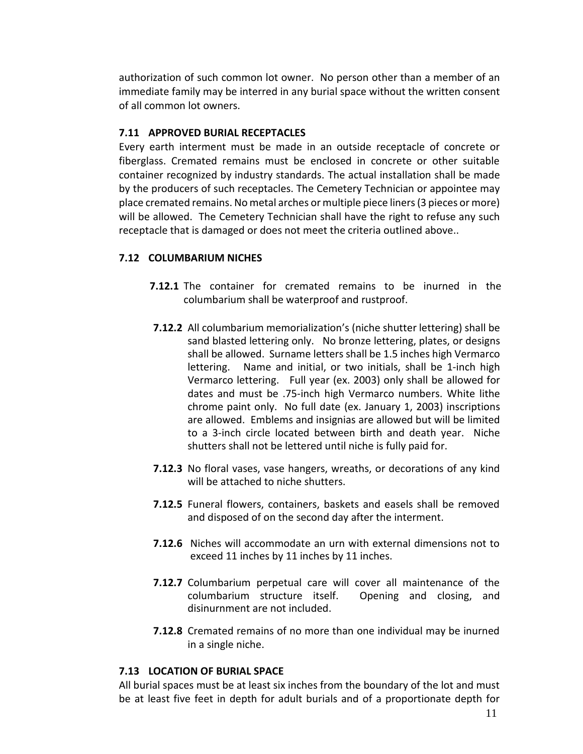authorization of such common lot owner. No person other than a member of an immediate family may be interred in any burial space without the written consent of all common lot owners.

### 7.11 APPROVED BURIAL RECEPTACLES

Every earth interment must be made in an outside receptacle of concrete or fiberglass. Cremated remains must be enclosed in concrete or other suitable container recognized by industry standards. The actual installation shall be made by the producers of such receptacles. The Cemetery Technician or appointee may place cremated remains. No metal arches or multiple piece liners (3 pieces or more) will be allowed. The Cemetery Technician shall have the right to refuse any such receptacle that is damaged or does not meet the criteria outlined above..

### 7.12 COLUMBARIUM NICHES

**7.12.1** The container for cremated remains to be inurned in the columbarium shall be waterproof and rustproof.

**7.12.2** All columbarium memorialization's (niche shutter lettering) shall be sand blasted lettering only. No bronze lettering, plates, or designs shall be allowed. Surname letters shall be 1.5 inches high Vermarco lettering. Name and initial, or two initials, shall be 1-inch high Vermarco lettering. Full year (ex. 2003) only shall be allowed for dates and must be .75-inch high Vermarco numbers. White lithe chrome paint only. No full date (ex. January 1, 2003) inscriptions are allowed. Emblems and insignias are allowed but will be limited to a 3-inch circle located between birth and death year. Niche shutters shall not be lettered until niche is fully paid for.

**7.12.3** No floral vases, vase hangers, wreaths, or decorations of any kind will be attached to niche shutters.

**7.12.5** Funeral flowers, containers, baskets and easels shall be removed and disposed of on the second day after the interment.

**7.12.6** Niches will accommodate an urn with external dimensions not to exceed 11 inches by 11 inches by 11 inches.

**7.12.7** Columbarium perpetual care will cover all maintenance of the columbarium structure itself. Opening and closing, and disinurnment are not included.

**7.12.8** Cremated remains of no more than one individual may be inurned in a single niche.

### 7.13 LOCATION OF BURIAL SPACE

All burial spaces must be at least six inches from the boundary of the lot and must be at least five feet in depth for adult burials and of a proportionate depth for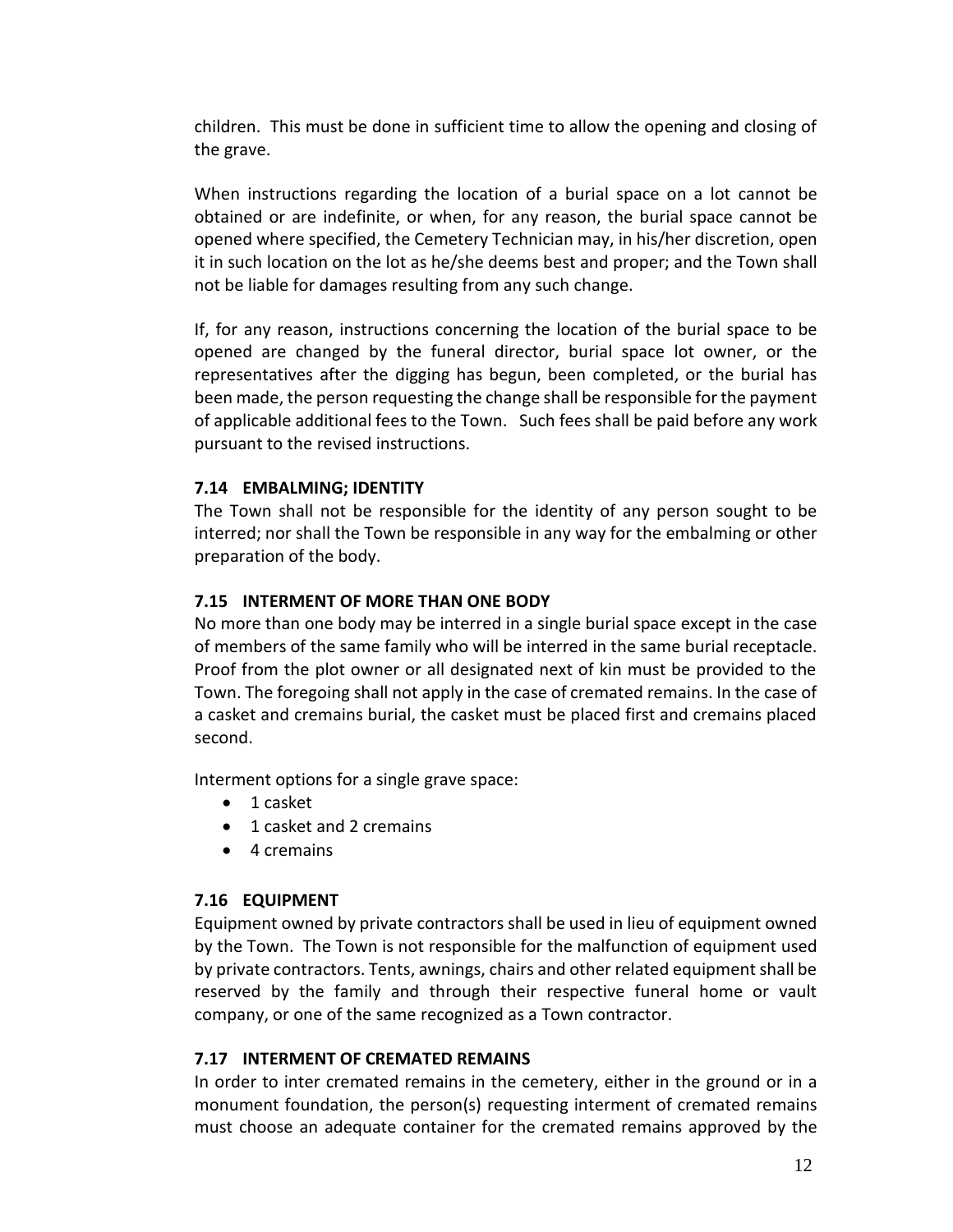children. This must be done in sufficient time to allow the opening and closing of the grave.

When instructions regarding the location of a burial space on a lot cannot be obtained or are indefinite, or when, for any reason, the burial space cannot be opened where specified, the Cemetery Technician may, in his/her discretion, open it in such location on the lot as he/she deems best and proper; and the Town shall not be liable for damages resulting from any such change.

If, for any reason, instructions concerning the location of the burial space to be opened are changed by the funeral director, burial space lot owner, or the representatives after the digging has begun, been completed, or the burial has been made, the person requesting the change shall be responsible for the payment of applicable additional fees to the Town. Such fees shall be paid before any work pursuant to the revised instructions.

### 7.14 EMBALMING; IDENTITY

The Town shall not be responsible for the identity of any person sought to be interred; nor shall the Town be responsible in any way for the embalming or other preparation of the body.

### 7.15 INTERMENT OF MORE THAN ONE BODY

No more than one body may be interred in a single burial space except in the case of members of the same family who will be interred in the same burial receptacle. Proof from the plot owner or all designated next of kin must be provided to the Town. The foregoing shall not apply in the case of cremated remains. In the case of a casket and cremains burial, the casket must be placed first and cremains placed second.

Interment options for a single grave space:

- 1 casket
- 1 casket and 2 cremains
- 4 cremains

### 7.16 EQUIPMENT

Equipment owned by private contractors shall be used in lieu of equipment owned by the Town. The Town is not responsible for the malfunction of equipment used by private contractors. Tents, awnings, chairs and other related equipment shall be reserved by the family and through their respective funeral home or vault company, or one of the same recognized as a Town contractor.

### 7.17 INTERMENT OF CREMATED REMAINS

In order to inter cremated remains in the cemetery, either in the ground or in a monument foundation, the person(s) requesting interment of cremated remains must choose an adequate container for the cremated remains approved by the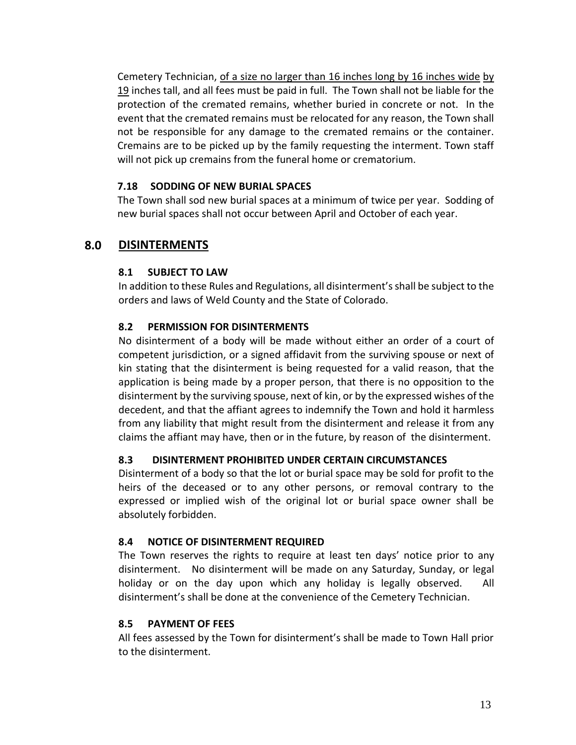Cemetery Technician, <u>of a size no larger than 16 inches long by 16 inches wide</u> <u>by</u> <u>19</u> inches tall, and all fees must be paid in full. The Town shall not be liable for the protection of the cremated remains, whether buried in concrete or not. In the event that the cremated remains must be relocated for any reason, the Town shall not be responsible for any damage to the cremated remains or the container. Cremains are to be picked up by the family requesting the interment. Town staff will not pick up cremains from the funeral home or crematorium.

### 7.18 SODDING OF NEW BURIAL SPACES

The Town shall sod new burial spaces at a minimum of twice per year. Sodding of new burial spaces shall not occur between April and October of each year.

## 8.0 DISINTERMENTS

### 8.1 SUBJECT TO LAW

In addition to these Rules and Regulations, all disinterment's shall be subject to the orders and laws of Weld County and the State of Colorado.

### 8.2 PERMISSION FOR DISINTERMENTS

No disinterment of a body will be made without either an order of a court of competent jurisdiction, or a signed affidavit from the surviving spouse or next of kin stating that the disinterment is being requested for a valid reason, that the application is being made by a proper person, that there is no opposition to the disinterment by the surviving spouse, next of kin, or by the expressed wishes of the decedent, and that the affiant agrees to indemnify the Town and hold it harmless from any liability that might result from the disinterment and release it from any claims the affiant may have, then or in the future, by reason of the disinterment.

### 8.3 DISINTERMENT PROHIBITED UNDER CERTAIN CIRCUMSTANCES

Disinterment of a body so that the lot or burial space may be sold for profit to the heirs of the deceased or to any other persons, or removal contrary to the expressed or implied wish of the original lot or burial space owner shall be absolutely forbidden.

### 8.4 NOTICE OF DISINTERMENT REQUIRED

The Town reserves the rights to require at least ten days' notice prior to any disinterment. No disinterment will be made on any Saturday, Sunday, or legal holiday or on the day upon which any holiday is legally observed. All disinterment's shall be done at the convenience of the Cemetery Technician.

### 8.5 PAYMENT OF FEES

All fees assessed by the Town for disinterment's shall be made to Town Hall prior to the disinterment.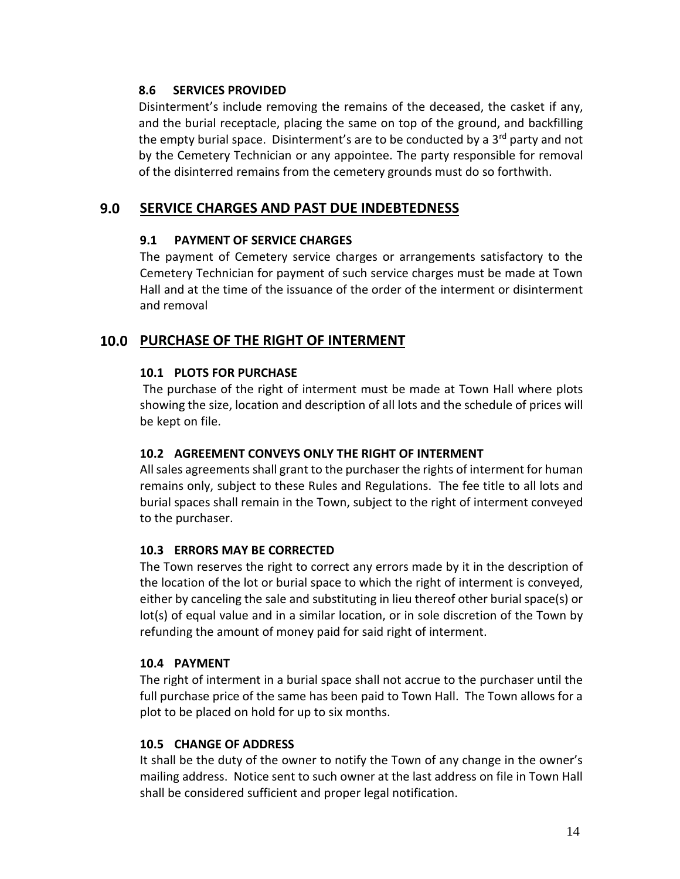### 8.6 SERVICES PROVIDED

Disinterment's include removing the remains of the deceased, the casket if any, and the burial receptacle, placing the same on top of the ground, and backfilling the empty burial space. Disinterment's are to be conducted by a 3rd party and not by the Cemetery Technician or any appointee. The party responsible for removal of the disinterred remains from the cemetery grounds must do so forthwith.

## 9.0 SERVICE CHARGES AND PAST DUE INDEBTEDNESS

### 9.1 PAYMENT OF SERVICE CHARGES

The payment of Cemetery service charges or arrangements satisfactory to the Cemetery Technician for payment of such service charges must be made at Town Hall and at the time of the issuance of the order of the interment or disinterment and removal

## 10.0 PURCHASE OF THE RIGHT OF INTERMENT

### 10.1 PLOTS FOR PURCHASE

The purchase of the right of interment must be made at Town Hall where plots showing the size, location and description of all lots and the schedule of prices will be kept on file.

### 10.2 AGREEMENT CONVEYS ONLY THE RIGHT OF INTERMENT

All sales agreements shall grant to the purchaser the rights of interment for human remains only, subject to these Rules and Regulations. The fee title to all lots and burial spaces shall remain in the Town, subject to the right of interment conveyed to the purchaser.

### 10.3 ERRORS MAY BE CORRECTED

The Town reserves the right to correct any errors made by it in the description of the location of the lot or burial space to which the right of interment is conveyed, either by canceling the sale and substituting in lieu thereof other burial space(s) or lot(s) of equal value and in a similar location, or in sole discretion of the Town by refunding the amount of money paid for said right of interment.

### 10.4 PAYMENT

The right of interment in a burial space shall not accrue to the purchaser until the full purchase price of the same has been paid to Town Hall. The Town allows for a plot to be placed on hold for up to six months.

### 10.5 CHANGE OF ADDRESS

It shall be the duty of the owner to notify the Town of any change in the owner's mailing address. Notice sent to such owner at the last address on file in Town Hall shall be considered sufficient and proper legal notification.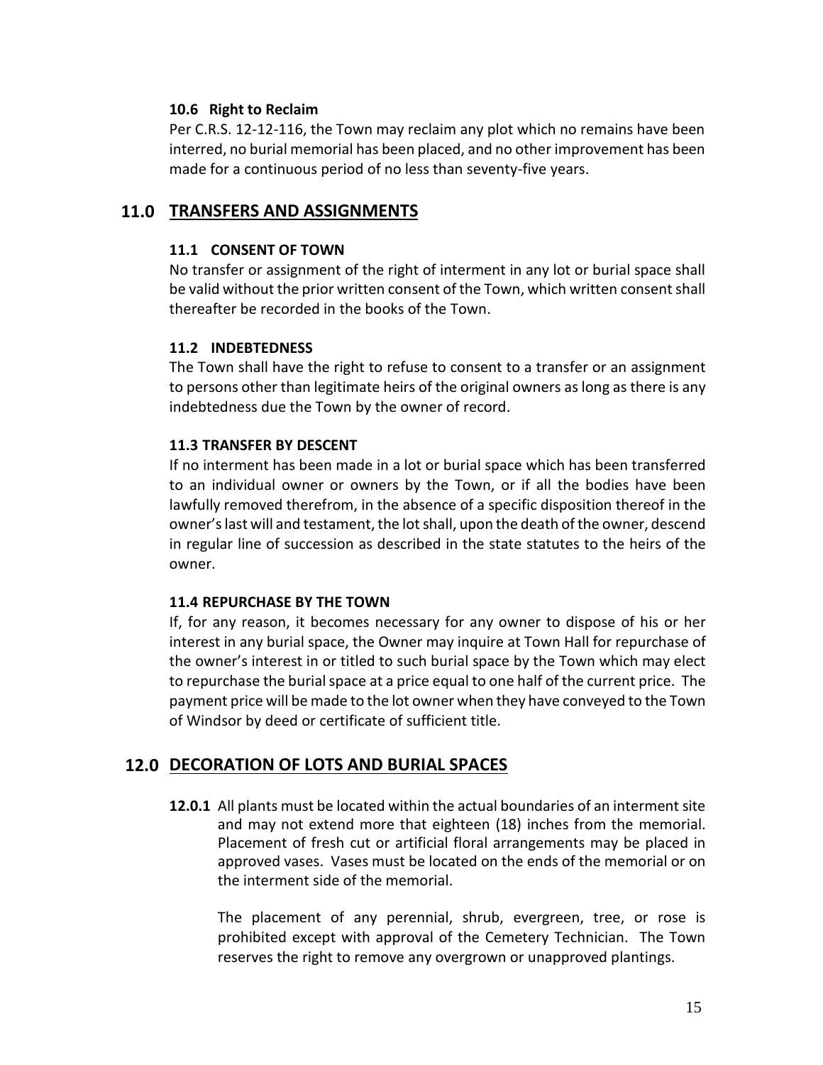### 10.6 Right to Reclaim

Per C.R.S. 12-12-116, the Town may reclaim any plot which no remains have been interred, no burial memorial has been placed, and no other improvement has been made for a continuous period of no less than seventy-five years.

## 11.0 TRANSFERS AND ASSIGNMENTS

### 11.1 CONSENT OF TOWN

No transfer or assignment of the right of interment in any lot or burial space shall be valid without the prior written consent of the Town, which written consent shall thereafter be recorded in the books of the Town.

### 11.2 INDEBTEDNESS

The Town shall have the right to refuse to consent to a transfer or an assignment to persons other than legitimate heirs of the original owners as long as there is any indebtedness due the Town by the owner of record.

### 11.3 TRANSFER BY DESCENT

If no interment has been made in a lot or burial space which has been transferred to an individual owner or owners by the Town, or if all the bodies have been lawfully removed therefrom, in the absence of a specific disposition thereof in the owner's last will and testament, the lot shall, upon the death of the owner, descend in regular line of succession as described in the state statutes to the heirs of the owner.

### 11.4 REPURCHASE BY THE TOWN

If, for any reason, it becomes necessary for any owner to dispose of his or her interest in any burial space, the Owner may inquire at Town Hall for repurchase of the owner's interest in or titled to such burial space by the Town which may elect to repurchase the burial space at a price equal to one half of the current price. The payment price will be made to the lot owner when they have conveyed to the Town of Windsor by deed or certificate of sufficient title.

## 12.0 DECORATION OF LOTS AND BURIAL SPACES

**12.0.1** All plants must be located within the actual boundaries of an interment site and may not extend more that eighteen (18) inches from the memorial. Placement of fresh cut or artificial floral arrangements may be placed in approved vases. Vases must be located on the ends of the memorial or on the interment side of the memorial.

The placement of any perennial, shrub, evergreen, tree, or rose is prohibited except with approval of the Cemetery Technician. The Town reserves the right to remove any overgrown or unapproved plantings.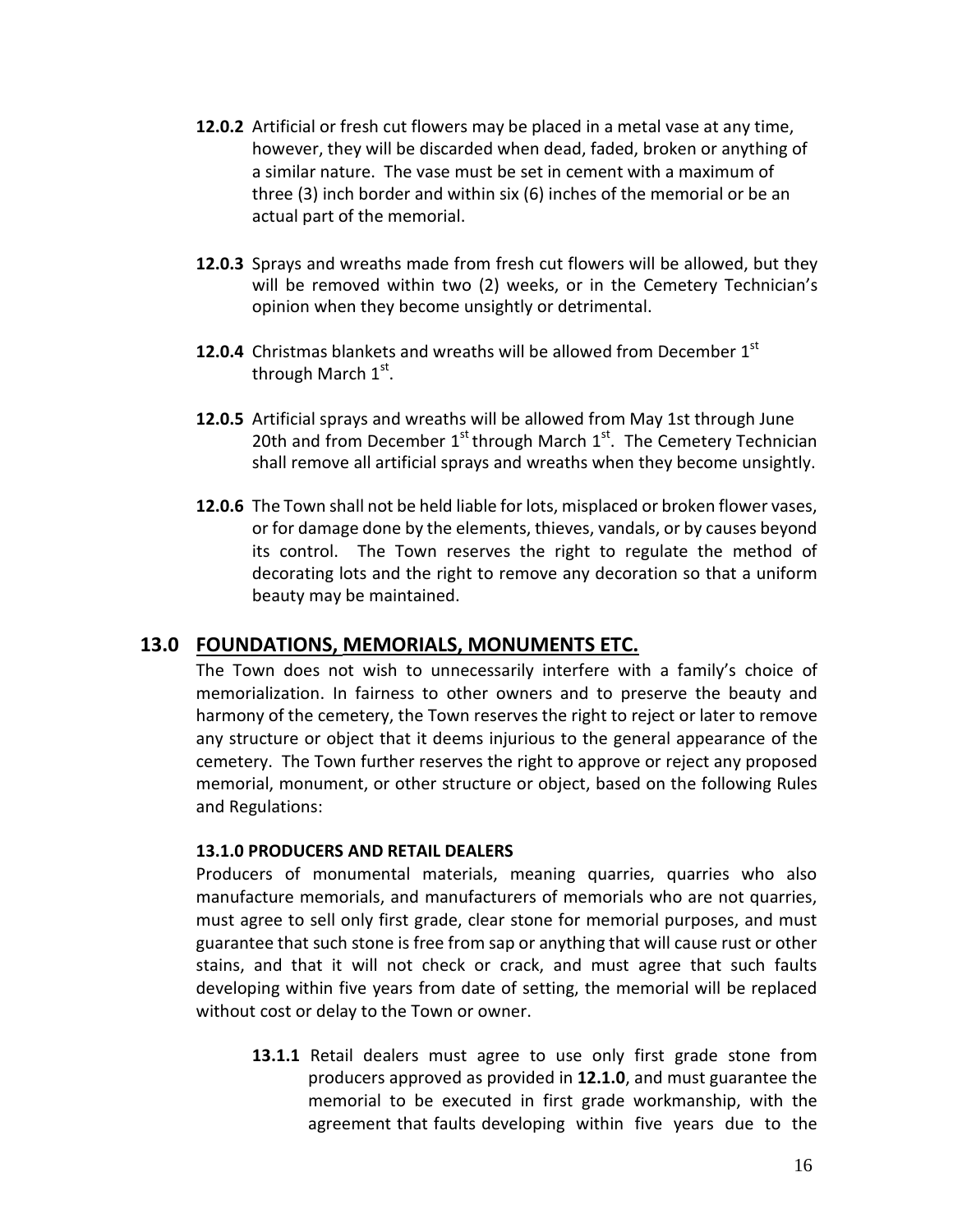**12.0.2** Artificial or fresh cut flowers may be placed in a metal vase at any time, however, they will be discarded when dead, faded, broken or anything of a similar nature. The vase must be set in cement with a maximum of three (3) inch border and within six (6) inches of the memorial or be an actual part of the memorial.

**12.0.3** Sprays and wreaths made from fresh cut flowers will be allowed, but they will be removed within two (2) weeks, or in the Cemetery Technician's opinion when they become unsightly or detrimental.

**12.0.4** Christmas blankets and wreaths will be allowed from December 1st through March 1st.

**12.0.5** Artificial sprays and wreaths will be allowed from May 1st through June 20th and from December 1st through March 1st. The Cemetery Technician shall remove all artificial sprays and wreaths when they become unsightly.

**12.0.6** The Town shall not be held liable for lots, misplaced or broken flower vases, or for damage done by the elements, thieves, vandals, or by causes beyond its control. The Town reserves the right to regulate the method of decorating lots and the right to remove any decoration so that a uniform beauty may be maintained.

## 13.0 FOUNDATIONS, MEMORIALS, MONUMENTS ETC.

The Town does not wish to unnecessarily interfere with a family's choice of memorialization. In fairness to other owners and to preserve the beauty and harmony of the cemetery, the Town reserves the right to reject or later to remove any structure or object that it deems injurious to the general appearance of the cemetery. The Town further reserves the right to approve or reject any proposed memorial, monument, or other structure or object, based on the following Rules and Regulations:

### 13.1.0 PRODUCERS AND RETAIL DEALERS

Producers of monumental materials, meaning quarries, quarries who also manufacture memorials, and manufacturers of memorials who are not quarries, must agree to sell only first grade, clear stone for memorial purposes, and must guarantee that such stone is free from sap or anything that will cause rust or other stains, and that it will not check or crack, and must agree that such faults developing within five years from date of setting, the memorial will be replaced without cost or delay to the Town or owner.

**13.1.1** Retail dealers must agree to use only first grade stone from producers approved as provided in **12.1.0**, and must guarantee the memorial to be executed in first grade workmanship, with the agreement that faults developing within five years due to the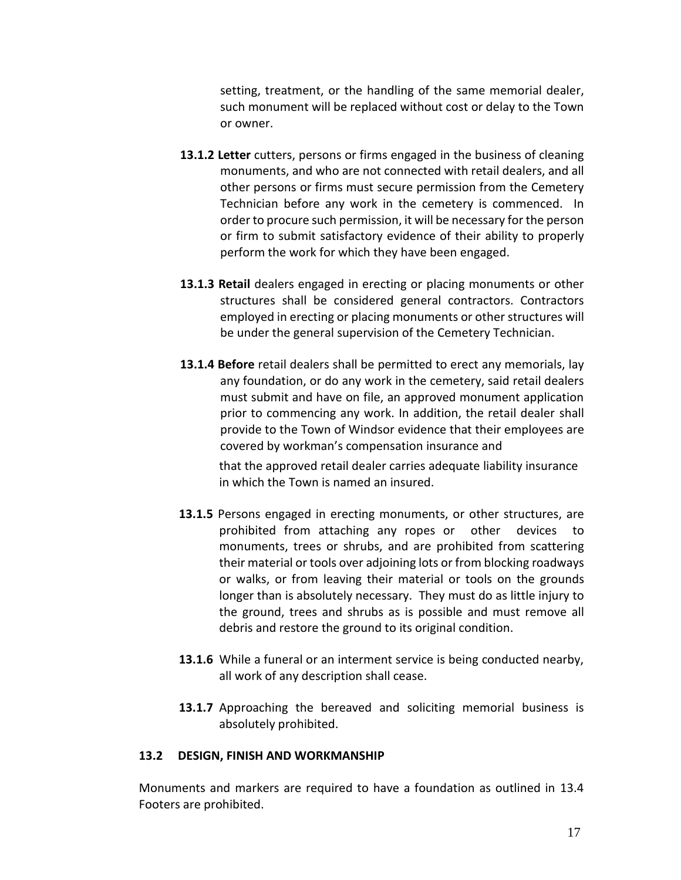setting, treatment, or the handling of the same memorial dealer, such monument will be replaced without cost or delay to the Town or owner.

**13.1.2 Letter** cutters, persons or firms engaged in the business of cleaning monuments, and who are not connected with retail dealers, and all other persons or firms must secure permission from the Cemetery Technician before any work in the cemetery is commenced. In order to procure such permission, it will be necessary for the person or firm to submit satisfactory evidence of their ability to properly perform the work for which they have been engaged.

**13.1.3 Retail** dealers engaged in erecting or placing monuments or other structures shall be considered general contractors. Contractors employed in erecting or placing monuments or other structures will be under the general supervision of the Cemetery Technician.

**13.1.4 Before** retail dealers shall be permitted to erect any memorials, lay any foundation, or do any work in the cemetery, said retail dealers must submit and have on file, an approved monument application prior to commencing any work. In addition, the retail dealer shall provide to the Town of Windsor evidence that their employees are covered by workman's compensation insurance and

that the approved retail dealer carries adequate liability insurance in which the Town is named an insured.

**13.1.5** Persons engaged in erecting monuments, or other structures, are prohibited from attaching any ropes or other devices to monuments, trees or shrubs, and are prohibited from scattering their material or tools over adjoining lots or from blocking roadways or walks, or from leaving their material or tools on the grounds longer than is absolutely necessary. They must do as little injury to the ground, trees and shrubs as is possible and must remove all debris and restore the ground to its original condition.

**13.1.6** While a funeral or an interment service is being conducted nearby, all work of any description shall cease.

**13.1.7** Approaching the bereaved and soliciting memorial business is absolutely prohibited.

### 13.2 DESIGN, FINISH AND WORKMANSHIP

Monuments and markers are required to have a foundation as outlined in 13.4 Footers are prohibited.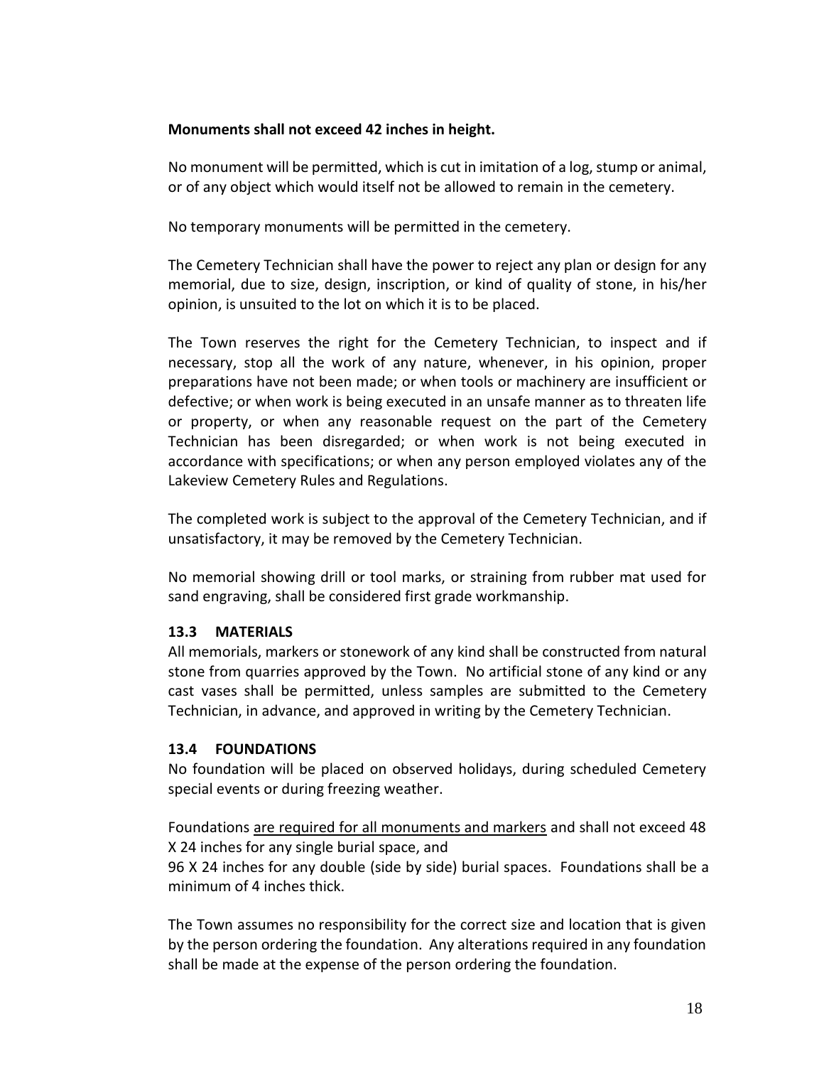**Monuments shall not exceed 42 inches in height.**

No monument will be permitted, which is cut in imitation of a log, stump or animal, or of any object which would itself not be allowed to remain in the cemetery.

No temporary monuments will be permitted in the cemetery.

The Cemetery Technician shall have the power to reject any plan or design for any memorial, due to size, design, inscription, or kind of quality of stone, in his/her opinion, is unsuited to the lot on which it is to be placed.

The Town reserves the right for the Cemetery Technician, to inspect and if necessary, stop all the work of any nature, whenever, in his opinion, proper preparations have not been made; or when tools or machinery are insufficient or defective; or when work is being executed in an unsafe manner as to threaten life or property, or when any reasonable request on the part of the Cemetery Technician has been disregarded; or when work is not being executed in accordance with specifications; or when any person employed violates any of the Lakeview Cemetery Rules and Regulations.

The completed work is subject to the approval of the Cemetery Technician, and if unsatisfactory, it may be removed by the Cemetery Technician.

No memorial showing drill or tool marks, or straining from rubber mat used for sand engraving, shall be considered first grade workmanship.

### 13.3 MATERIALS

All memorials, markers or stonework of any kind shall be constructed from natural stone from quarries approved by the Town. No artificial stone of any kind or any cast vases shall be permitted, unless samples are submitted to the Cemetery Technician, in advance, and approved in writing by the Cemetery Technician.

### 13.4 FOUNDATIONS

No foundation will be placed on observed holidays, during scheduled Cemetery special events or during freezing weather.

Foundations <u>are required for all monuments and markers</u> and shall not exceed 48 X 24 inches for any single burial space, and
96 X 24 inches for any double (side by side) burial spaces. Foundations shall be a minimum of 4 inches thick.

The Town assumes no responsibility for the correct size and location that is given by the person ordering the foundation. Any alterations required in any foundation shall be made at the expense of the person ordering the foundation.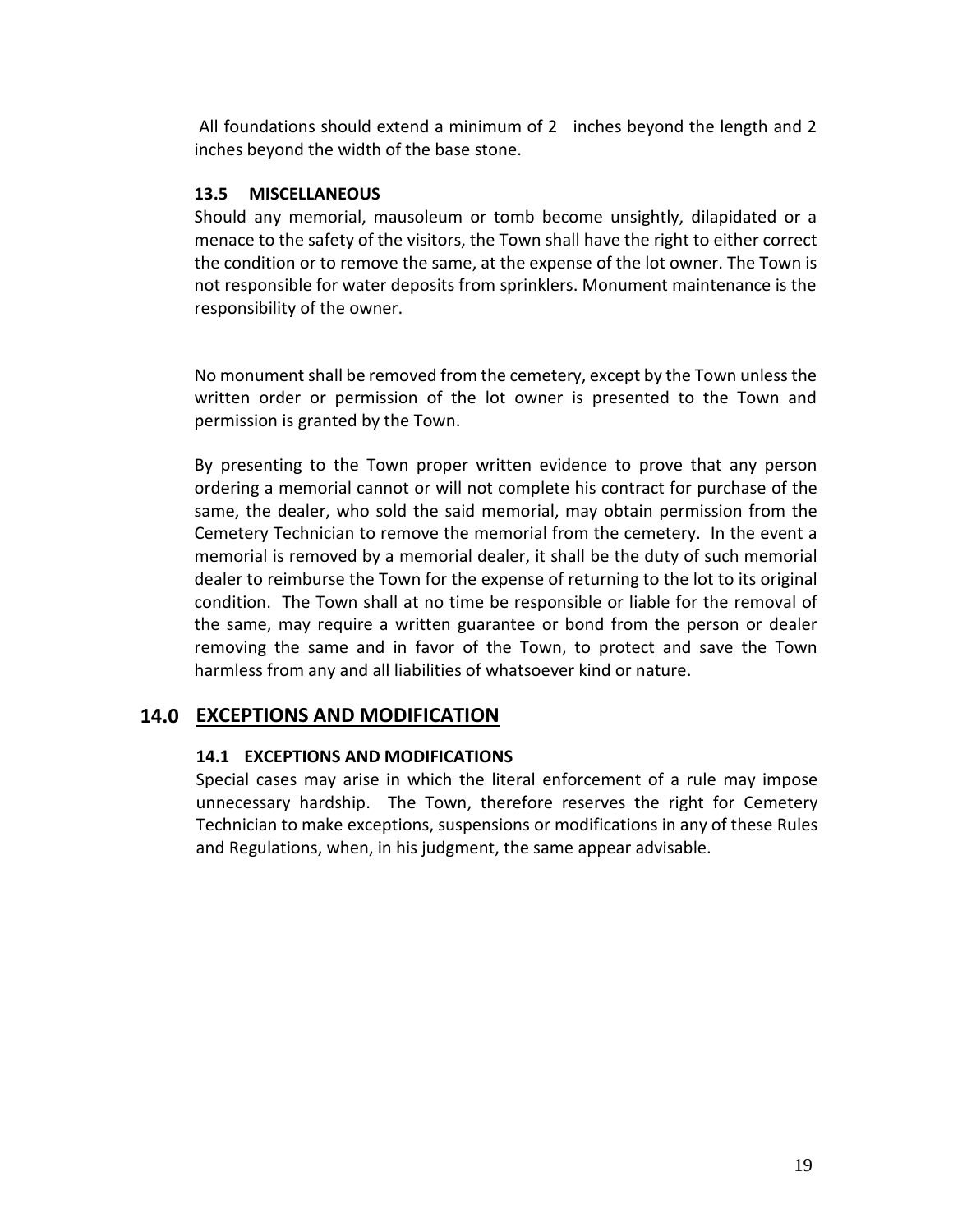All foundations should extend a minimum of 2 inches beyond the length and 2 inches beyond the width of the base stone.

### 13.5 MISCELLANEOUS

Should any memorial, mausoleum or tomb become unsightly, dilapidated or a menace to the safety of the visitors, the Town shall have the right to either correct the condition or to remove the same, at the expense of the lot owner. The Town is not responsible for water deposits from sprinklers. Monument maintenance is the responsibility of the owner.

No monument shall be removed from the cemetery, except by the Town unless the written order or permission of the lot owner is presented to the Town and permission is granted by the Town.

By presenting to the Town proper written evidence to prove that any person ordering a memorial cannot or will not complete his contract for purchase of the same, the dealer, who sold the said memorial, may obtain permission from the Cemetery Technician to remove the memorial from the cemetery. In the event a memorial is removed by a memorial dealer, it shall be the duty of such memorial dealer to reimburse the Town for the expense of returning to the lot to its original condition. The Town shall at no time be responsible or liable for the removal of the same, may require a written guarantee or bond from the person or dealer removing the same and in favor of the Town, to protect and save the Town harmless from any and all liabilities of whatsoever kind or nature.

## 14.0 EXCEPTIONS AND MODIFICATION

### 14.1 EXCEPTIONS AND MODIFICATIONS

Special cases may arise in which the literal enforcement of a rule may impose unnecessary hardship. The Town, therefore reserves the right for Cemetery Technician to make exceptions, suspensions or modifications in any of these Rules and Regulations, when, in his judgment, the same appear advisable.